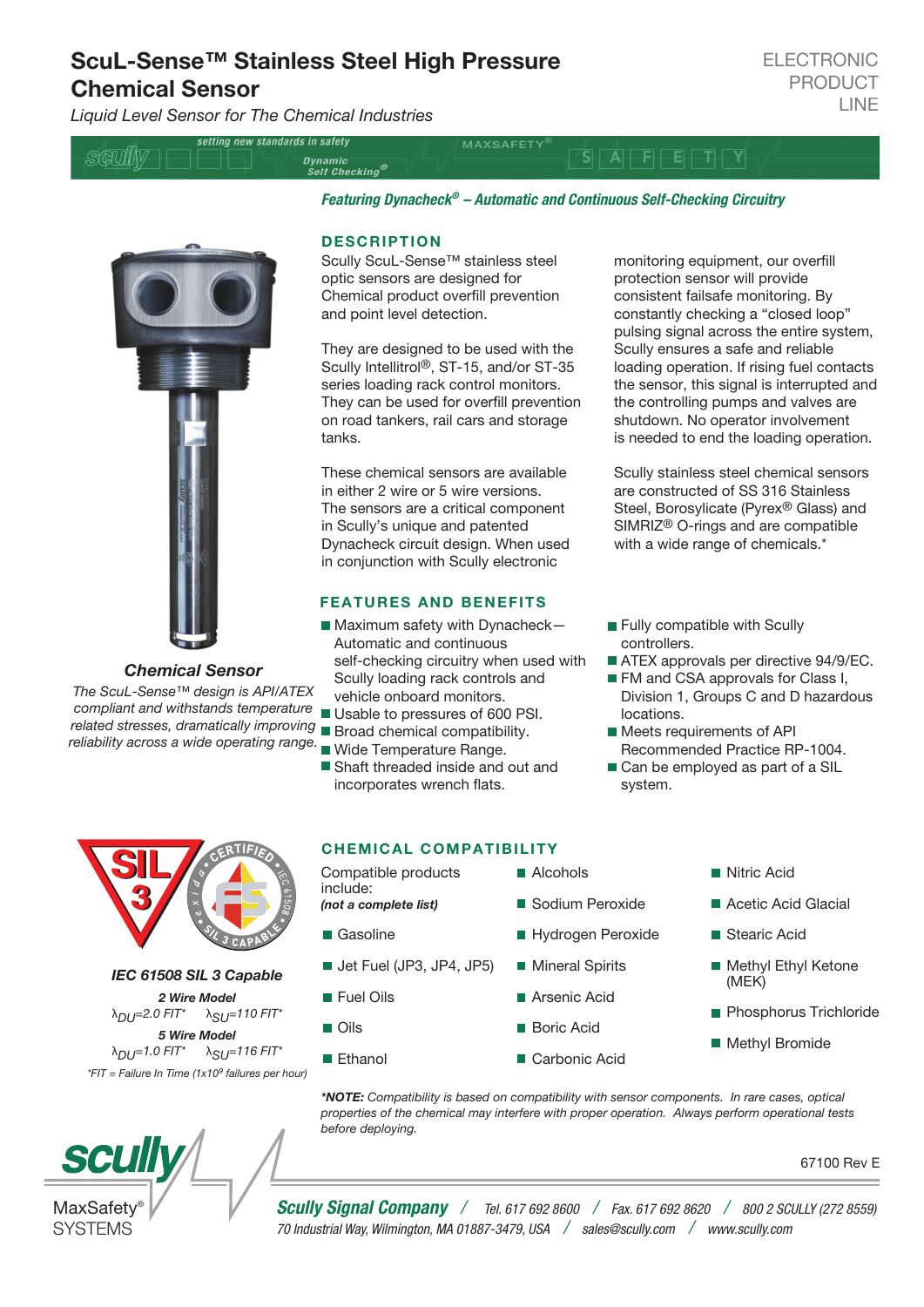# ScuL-Sense™ Stainless Steel High Pressure Chemical Sensor

ELECTRONIC PRODUCT LINE

*Liquid Level Sensor for The Chemical Industries*

*Featuring Dynacheck® – Automatic and Continuous Self-Checking Circuitry*

## DESCRIPTION

Scully ScuL-Sense™ stainless steel optic sensors are designed for Chemical product overfill prevention and point level detection.

They are designed to be used with the Scully Intellitrol®, ST-15, and/or ST-35 series loading rack control monitors. They can be used for overfill prevention on road tankers, rail cars and storage tanks.

These chemical sensors are available in either 2 wire or 5 wire versions. The sensors are a critical component in Scully's unique and patented Dynacheck circuit design. When used in conjunction with Scully electronic monitoring equipment, our overfill protection sensor will provide consistent failsafe monitoring. By constantly checking a "closed loop" pulsing signal across the entire system, Scully ensures a safe and reliable loading operation. If rising fuel contacts the sensor, this signal is interrupted and the controlling pumps and valves are shutdown. No operator involvement is needed to end the loading operation.

Scully stainless steel chemical sensors are constructed of SS 316 Stainless Steel, Borosylicate (Pyrex® Glass) and SIMRIZ® O-rings and are compatible with a wide range of chemicals.*

### Chemical Sensor

*The ScuL-Sense™ design is API/ATEX compliant and withstands temperature related stresses, dramatically improving reliability across a wide operating range.*

## FEATURES AND BENEFITS

- Maximum safety with Dynacheck—Automatic and continuous self-checking circuitry when used with Scully loading rack controls and vehicle onboard monitors.
- Usable to pressures of 600 PSI.
- Broad chemical compatibility.
- Wide Temperature Range.
- Shaft threaded inside and out and incorporates wrench flats.
- Fully compatible with Scully controllers.
- ATEX approvals per directive 94/9/EC.
- FM and CSA approvals for Class I, Division 1, Groups C and D hazardous locations.
- Meets requirements of API Recommended Practice RP-1004.
- Can be employed as part of a SIL system.

### IEC 61508 SIL 3 Capable

**2 Wire Model**

$\lambda_{DU}$=2.0 FIT* $\lambda_{SU}$=110 FIT*

**5 Wire Model**

$\lambda_{DU}$=1.0 FIT* $\lambda_{SU}$=116 FIT*

*FIT = Failure In Time (1x10[9] failures per hour)

## CHEMICAL COMPATIBILITY

Compatible products include:
***(not a complete list)***

- Gasoline
- Jet Fuel (JP3, JP4, JP5)
- Fuel Oils
- Oils
- Ethanol
- Alcohols
- Sodium Peroxide
- Hydrogen Peroxide
- Mineral Spirits
- Arsenic Acid
- Boric Acid
- Carbonic Acid
- Nitric Acid
- Acetic Acid Glacial
- Stearic Acid
- Methyl Ethyl Ketone (MEK)
- Phosphorus Trichloride
- Methyl Bromide

****NOTE:** Compatibility is based on compatibility with sensor components. In rare cases, optical properties of the chemical may interfere with proper operation. Always perform operational tests before deploying.*

67100 Rev E

**Scully Signal Company** / Tel. 617 692 8600 / Fax. 617 692 8620 / 800 2 SCULLY (272 8559)
70 Industrial Way, Wilmington, MA 01887-3479, USA / sales@scully.com / www.scully.com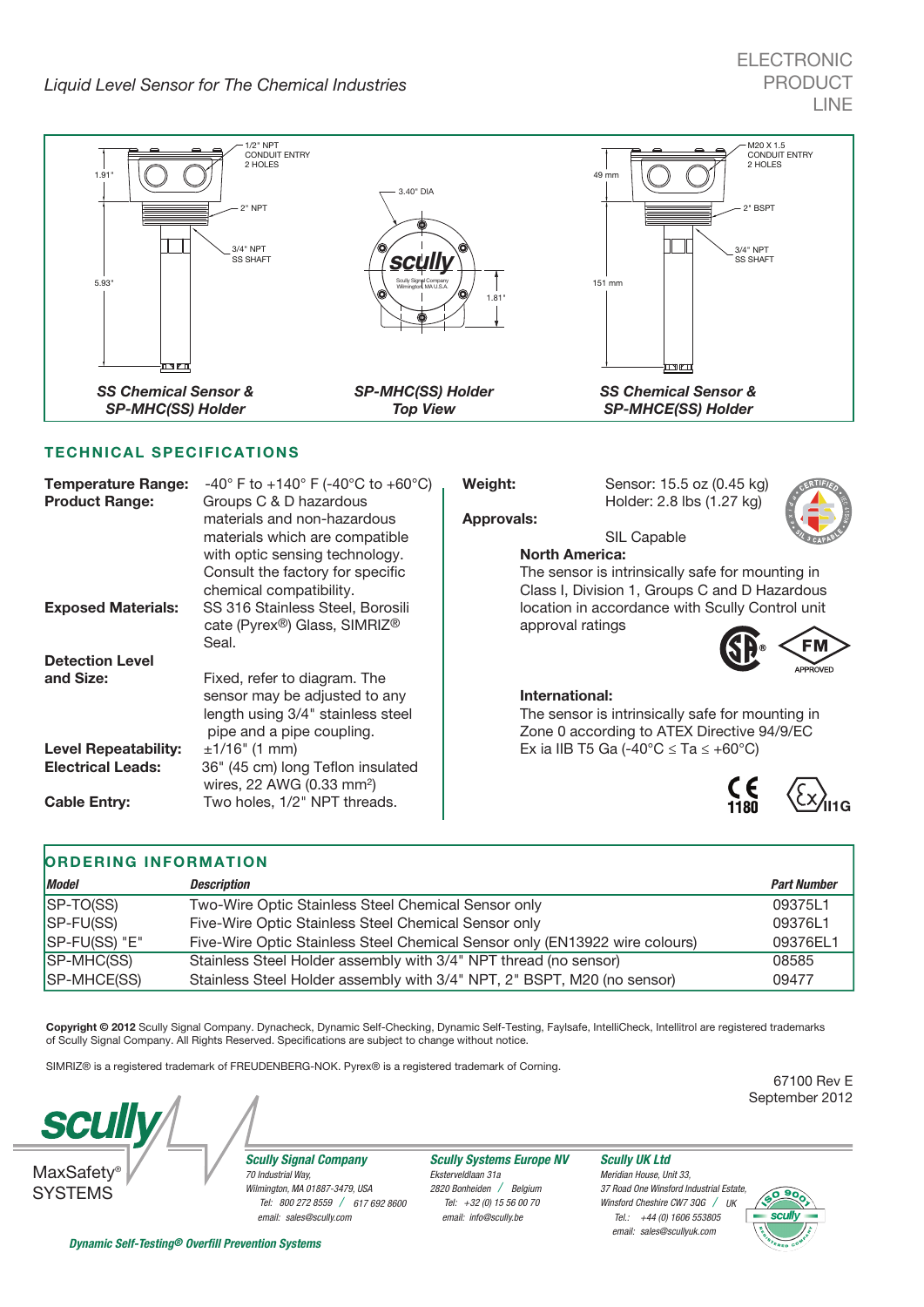*Liquid Level Sensor for The Chemical Industries*

ELECTRONIC PRODUCT LINE

1/2" NPT CONDUIT ENTRY 2 HOLES
1.91"
2" NPT
3/4" NPT SS SHAFT
5.93"

**SS Chemical Sensor & SP-MHC(SS) Holder**

3.40" DIA
scully
Scully Signal Company Wilmington, MA U.S.A.
1.81"

**SP-MHC(SS) Holder Top View**

M20 X 1.5 CONDUIT ENTRY 2 HOLES
49 mm
2" BSPT
3/4" NPT SS SHAFT
151 mm

**SS Chemical Sensor & SP-MHCE(SS) Holder**

## TECHNICAL SPECIFICATIONS

**Temperature Range:** -40° F to +140° F (-40°C to +60°C)

**Product Range:** Groups C & D hazardous materials and non-hazardous materials which are compatible with optic sensing technology. Consult the factory for specific chemical compatibility.

**Exposed Materials:** SS 316 Stainless Steel, Borosilicate (Pyrex®) Glass, SIMRIZ® Seal.

**Detection Level and Size:** Fixed, refer to diagram. The sensor may be adjusted to any length using 3/4" stainless steel pipe and a pipe coupling.

**Level Repeatability:** ±1/16" (1 mm)

**Electrical Leads:** 36" (45 cm) long Teflon insulated wires, 22 AWG (0.33 mm²)

**Cable Entry:** Two holes, 1/2" NPT threads.

**Weight:** Sensor: 15.5 oz (0.45 kg)
Holder: 2.8 lbs (1.27 kg)

**Approvals:**

SIL Capable

**North America:**
The sensor is intrinsically safe for mounting in Class I, Division 1, Groups C and D Hazardous location in accordance with Scully Control unit approval ratings

**International:**
The sensor is intrinsically safe for mounting in Zone 0 according to ATEX Directive 94/9/EC
Ex ia IIB T5 Ga (-40°C ≤ Ta ≤ +60°C)

CE 1180 II1G

## ORDERING INFORMATION

| *Model* | *Description* | *Part Number* |
|---|---|---|
| SP-TO(SS) | Two-Wire Optic Stainless Steel Chemical Sensor only | 09375L1 |
| SP-FU(SS) | Five-Wire Optic Stainless Steel Chemical Sensor only | 09376L1 |
| SP-FU(SS) "E" | Five-Wire Optic Stainless Steel Chemical Sensor only (EN13922 wire colours) | 09376EL1 |
| SP-MHC(SS) | Stainless Steel Holder assembly with 3/4" NPT thread (no sensor) | 08585 |
| SP-MHCE(SS) | Stainless Steel Holder assembly with 3/4" NPT, 2" BSPT, M20 (no sensor) | 09477 |

**Copyright © 2012** Scully Signal Company. Dynacheck, Dynamic Self-Checking, Dynamic Self-Testing, Faylsafe, IntelliCheck, Intellitrol are registered trademarks of Scully Signal Company. All Rights Reserved. Specifications are subject to change without notice.

SIMRIZ® is a registered trademark of FREUDENBERG-NOK. Pyrex® is a registered trademark of Corning.

67100 Rev E
September 2012

scully MaxSafety® SYSTEMS

***Scully Signal Company***
*70 Industrial Way,*
*Wilmington, MA 01887-3479, USA*
*Tel: 800 272 8559 / 617 692 8600*
*email: sales@scully.com*

***Scully Systems Europe NV***
*Eksterveldlaan 31a*
*2820 Bonheiden / Belgium*
*Tel: +32 (0) 15 56 00 70*
*email: info@scully.be*

***Scully UK Ltd***
*Meridian House, Unit 33,*
*37 Road One Winsford Industrial Estate,*
*Winsford Cheshire CW7 3QG / UK*
*Tel.: +44 (0) 1606 553805*
*email: sales@scullyuk.com*

***Dynamic Self-Testing® Overfill Prevention Systems***